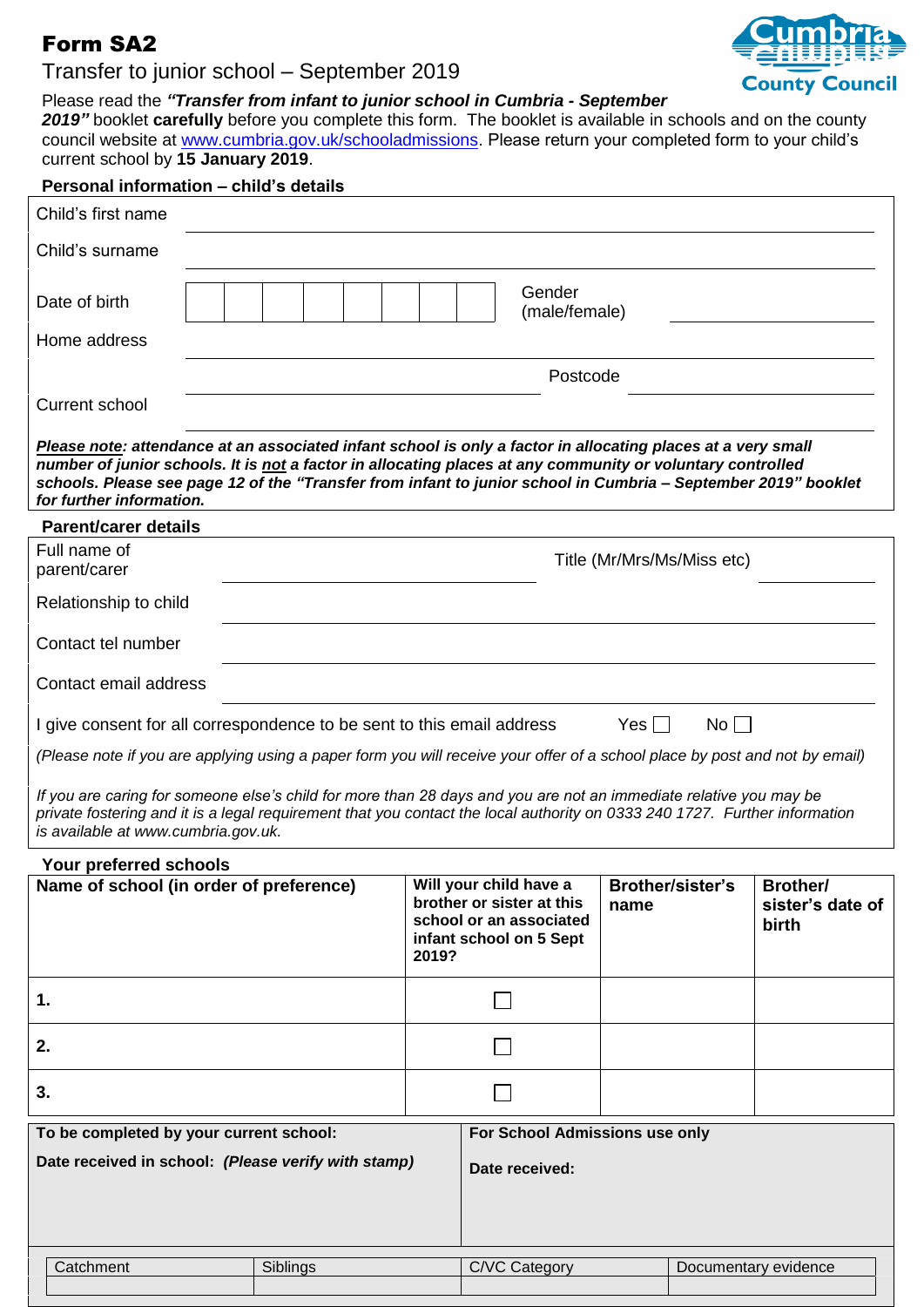# Form SA2

Transfer to junior school – September 2019

Cumbria County Council

Please read the ***"Transfer from infant to junior school in Cumbria - September 2019"*** booklet **carefully** before you complete this form. The booklet is available in schools and on the county council website at www.cumbria.gov.uk/schooladmissions. Please return your completed form to your child's current school by **15 January 2019**.

**Personal information – child's details**

| | |
|---|---|
| Child's first name | |
| Child's surname | |
| Date of birth | Gender (male/female) |
| Home address | |
| | Postcode |
| Current school | |

***Please note:*** ***attendance at an associated infant school is only a factor in allocating places at a very small number of junior schools. It is not a factor in allocating places at any community or voluntary controlled schools. Please see page 12 of the "Transfer from infant to junior school in Cumbria – September 2019" booklet for further information.***

**Parent/carer details**

| | |
|---|---|
| Full name of parent/carer | Title (Mr/Mrs/Ms/Miss etc) |
| Relationship to child | |
| Contact tel number | |
| Contact email address | |

I give consent for all correspondence to be sent to this email address Yes ☐ No ☐

*(Please note if you are applying using a paper form you will receive your offer of a school place by post and not by email)*

*If you are caring for someone else's child for more than 28 days and you are not an immediate relative you may be private fostering and it is a legal requirement that you contact the local authority on 0333 240 1727. Further information is available at www.cumbria.gov.uk.*

**Your preferred schools**

| Name of school (in order of preference) | Will your child have a brother or sister at this school or an associated infant school on 5 Sept 2019? | Brother/sister's name | Brother/sister's date of birth |
|---|---|---|---|
| **1.** | ☐ | | |
| **2.** | ☐ | | |
| **3.** | ☐ | | |

| To be completed by your current school: | For School Admissions use only |
|---|---|
| Date received in school: *(Please verify with stamp)* | Date received: |

| Catchment | Siblings | C/VC Category | Documentary evidence |
|---|---|---|---|
| | | | |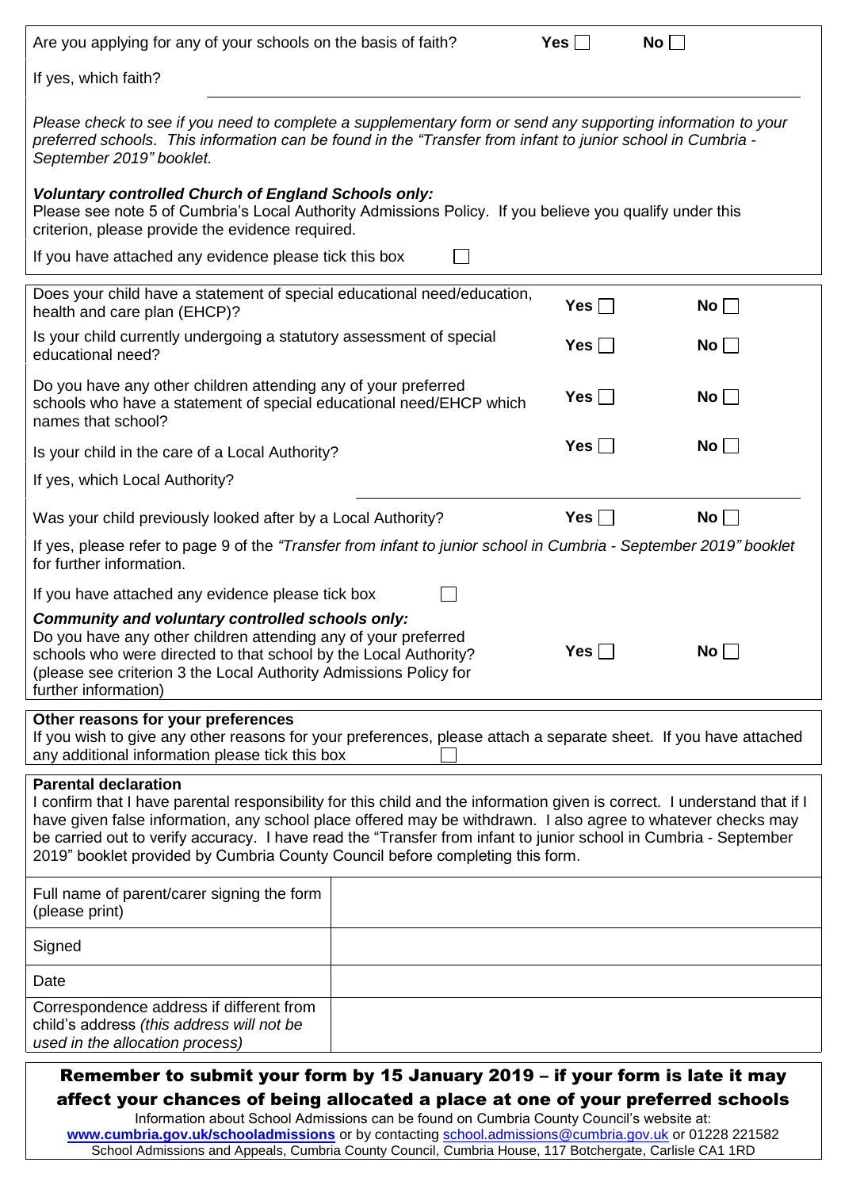Are you applying for any of your schools on the basis of faith? **Yes** ☐ **No** ☐

If yes, which faith? ______________________________

*Please check to see if you need to complete a supplementary form or send any supporting information to your preferred schools. This information can be found in the "Transfer from infant to junior school in Cumbria - September 2019" booklet.*

***Voluntary controlled Church of England Schools only:***
Please see note 5 of Cumbria's Local Authority Admissions Policy. If you believe you qualify under this criterion, please provide the evidence required.

If you have attached any evidence please tick this box ☐

| | | |
|---|---|---|
| Does your child have a statement of special educational need/education, health and care plan (EHCP)? | **Yes** ☐ | **No** ☐ |
| Is your child currently undergoing a statutory assessment of special educational need? | **Yes** ☐ | **No** ☐ |
| Do you have any other children attending any of your preferred schools who have a statement of special educational need/EHCP which names that school? | **Yes** ☐ | **No** ☐ |
| Is your child in the care of a Local Authority? | **Yes** ☐ | **No** ☐ |
| If yes, which Local Authority? | | |
| Was your child previously looked after by a Local Authority? | **Yes** ☐ | **No** ☐ |

If yes, please refer to page 9 of the *"Transfer from infant to junior school in Cumbria - September 2019" booklet* for further information.

If you have attached any evidence please tick box ☐

***Community and voluntary controlled schools only:***
Do you have any other children attending any of your preferred schools who were directed to that school by the Local Authority? (please see criterion 3 the Local Authority Admissions Policy for further information) **Yes** ☐ **No** ☐

**Other reasons for your preferences**
If you wish to give any other reasons for your preferences, please attach a separate sheet. If you have attached any additional information please tick this box ☐

**Parental declaration**
I confirm that I have parental responsibility for this child and the information given is correct. I understand that if I have given false information, any school place offered may be withdrawn. I also agree to whatever checks may be carried out to verify accuracy. I have read the "Transfer from infant to junior school in Cumbria - September 2019" booklet provided by Cumbria County Council before completing this form.

| | |
|---|---|
| Full name of parent/carer signing the form (please print) | |
| Signed | |
| Date | |
| Correspondence address if different from child's address *(this address will not be used in the allocation process)* | |

**Remember to submit your form by 15 January 2019 – if your form is late it may affect your chances of being allocated a place at one of your preferred schools**

Information about School Admissions can be found on Cumbria County Council's website at:
**www.cumbria.gov.uk/schooladmissions** or by contacting school.admissions@cumbria.gov.uk or 01228 221582
School Admissions and Appeals, Cumbria County Council, Cumbria House, 117 Botchergate, Carlisle CA1 1RD